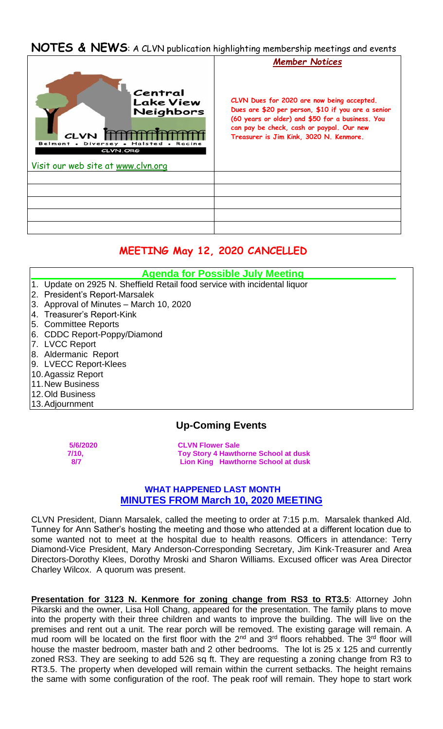# NOTES & NEWS: A CLVN publication highlighting membership meetings and events

| Central Lake View Neighbors CLVN Belmont • Diversey • Halsted • Racine CLVN.ORG Visit our web site at www.clvn.org | ***Member Notices*** **CLVN Dues for 2020 are now being accepted. Dues are $20 per person, $10 if you are a senior (60 years or older) and $50 for a business. You can pay be check, cash or paypal. Our new Treasurer is Jim Kink, 3020 N. Kenmore.** |
|---|---|
| | |
| | |
| | |
| | |
| | |

## MEETING May 12, 2020 CANCELLED

### Agenda for Possible July Meeting

1. Update on 2925 N. Sheffield Retail food service with incidental liquor
2. President's Report-Marsalek
3. Approval of Minutes – March 10, 2020
4. Treasurer's Report-Kink
5. Committee Reports
6. CDDC Report-Poppy/Diamond
7. LVCC Report
8. Aldermanic Report
9. LVECC Report-Klees
10. Agassiz Report
11. New Business
12. Old Business
13. Adjournment

## Up-Coming Events

| | |
|---|---|
| **5/6/2020** | **CLVN Flower Sale** |
| **7/10,** | **Toy Story 4 Hawthorne School at dusk** |
| **8/7** | **Lion King Hawthorne School at dusk** |

### WHAT HAPPENED LAST MONTH
### MINUTES FROM March 10, 2020 MEETING

CLVN President, Diann Marsalek, called the meeting to order at 7:15 p.m. Marsalek thanked Ald. Tunney for Ann Sather's hosting the meeting and those who attended at a different location due to some wanted not to meet at the hospital due to health reasons. Officers in attendance: Terry Diamond-Vice President, Mary Anderson-Corresponding Secretary, Jim Kink-Treasurer and Area Directors-Dorothy Klees, Dorothy Mroski and Sharon Williams. Excused officer was Area Director Charley Wilcox. A quorum was present.

**Presentation for 3123 N. Kenmore for zoning change from RS3 to RT3.5**: Attorney John Pikarski and the owner, Lisa Holl Chang, appeared for the presentation. The family plans to move into the property with their three children and wants to improve the building. The will live on the premises and rent out a unit. The rear porch will be removed. The existing garage will remain. A mud room will be located on the first floor with the 2nd and 3rd floors rehabbed. The 3rd floor will house the master bedroom, master bath and 2 other bedrooms. The lot is 25 x 125 and currently zoned RS3. They are seeking to add 526 sq ft. They are requesting a zoning change from R3 to RT3.5. The property when developed will remain within the current setbacks. The height remains the same with some configuration of the roof. The peak roof will remain. They hope to start work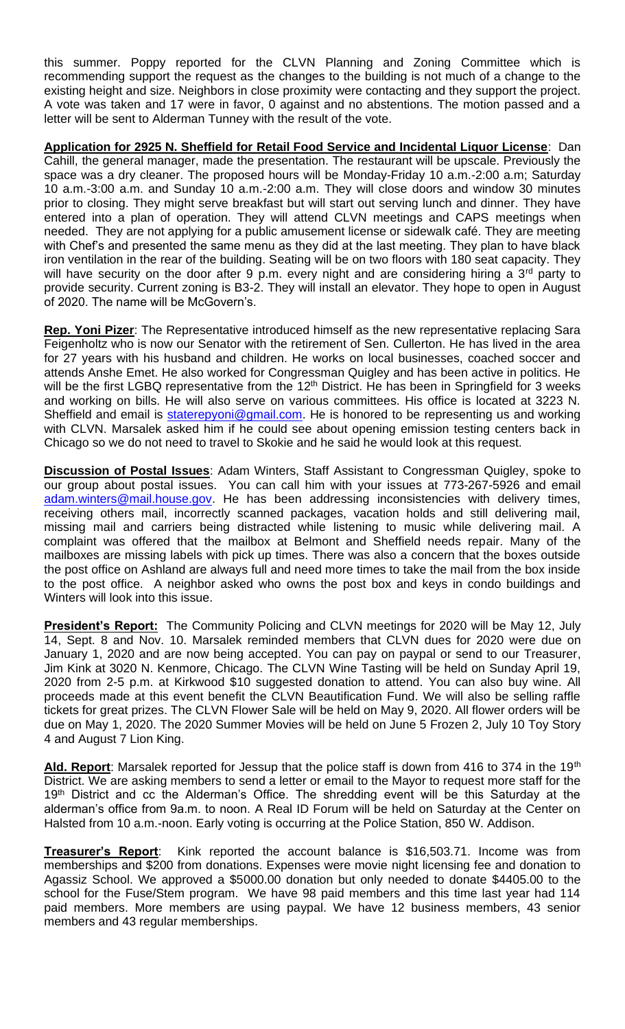this summer. Poppy reported for the CLVN Planning and Zoning Committee which is recommending support the request as the changes to the building is not much of a change to the existing height and size. Neighbors in close proximity were contacting and they support the project. A vote was taken and 17 were in favor, 0 against and no abstentions. The motion passed and a letter will be sent to Alderman Tunney with the result of the vote.

**Application for 2925 N. Sheffield for Retail Food Service and Incidental Liquor License**: Dan Cahill, the general manager, made the presentation. The restaurant will be upscale. Previously the space was a dry cleaner. The proposed hours will be Monday-Friday 10 a.m.-2:00 a.m; Saturday 10 a.m.-3:00 a.m. and Sunday 10 a.m.-2:00 a.m. They will close doors and window 30 minutes prior to closing. They might serve breakfast but will start out serving lunch and dinner. They have entered into a plan of operation. They will attend CLVN meetings and CAPS meetings when needed. They are not applying for a public amusement license or sidewalk café. They are meeting with Chef's and presented the same menu as they did at the last meeting. They plan to have black iron ventilation in the rear of the building. Seating will be on two floors with 180 seat capacity. They will have security on the door after 9 p.m. every night and are considering hiring a 3rd party to provide security. Current zoning is B3-2. They will install an elevator. They hope to open in August of 2020. The name will be McGovern's.

**Rep. Yoni Pizer**: The Representative introduced himself as the new representative replacing Sara Feigenholtz who is now our Senator with the retirement of Sen. Cullerton. He has lived in the area for 27 years with his husband and children. He works on local businesses, coached soccer and attends Anshe Emet. He also worked for Congressman Quigley and has been active in politics. He will be the first LGBQ representative from the 12th District. He has been in Springfield for 3 weeks and working on bills. He will also serve on various committees. His office is located at 3223 N. Sheffield and email is staterepyoni@gmail.com. He is honored to be representing us and working with CLVN. Marsalek asked him if he could see about opening emission testing centers back in Chicago so we do not need to travel to Skokie and he said he would look at this request.

**Discussion of Postal Issues**: Adam Winters, Staff Assistant to Congressman Quigley, spoke to our group about postal issues. You can call him with your issues at 773-267-5926 and email adam.winters@mail.house.gov. He has been addressing inconsistencies with delivery times, receiving others mail, incorrectly scanned packages, vacation holds and still delivering mail, missing mail and carriers being distracted while listening to music while delivering mail. A complaint was offered that the mailbox at Belmont and Sheffield needs repair. Many of the mailboxes are missing labels with pick up times. There was also a concern that the boxes outside the post office on Ashland are always full and need more times to take the mail from the box inside to the post office. A neighbor asked who owns the post box and keys in condo buildings and Winters will look into this issue.

**President's Report:** The Community Policing and CLVN meetings for 2020 will be May 12, July 14, Sept. 8 and Nov. 10. Marsalek reminded members that CLVN dues for 2020 were due on January 1, 2020 and are now being accepted. You can pay on paypal or send to our Treasurer, Jim Kink at 3020 N. Kenmore, Chicago. The CLVN Wine Tasting will be held on Sunday April 19, 2020 from 2-5 p.m. at Kirkwood $10 suggested donation to attend. You can also buy wine. All proceeds made at this event benefit the CLVN Beautification Fund. We will also be selling raffle tickets for great prizes. The CLVN Flower Sale will be held on May 9, 2020. All flower orders will be due on May 1, 2020. The 2020 Summer Movies will be held on June 5 Frozen 2, July 10 Toy Story 4 and August 7 Lion King.

**Ald. Report**: Marsalek reported for Jessup that the police staff is down from 416 to 374 in the 19th District. We are asking members to send a letter or email to the Mayor to request more staff for the 19th District and cc the Alderman's Office. The shredding event will be this Saturday at the alderman's office from 9a.m. to noon. A Real ID Forum will be held on Saturday at the Center on Halsted from 10 a.m.-noon. Early voting is occurring at the Police Station, 850 W. Addison.

**Treasurer's Report**: Kink reported the account balance is $16,503.71. Income was from memberships and $200 from donations. Expenses were movie night licensing fee and donation to Agassiz School. We approved a $5000.00 donation but only needed to donate $4405.00 to the school for the Fuse/Stem program. We have 98 paid members and this time last year had 114 paid members. More members are using paypal. We have 12 business members, 43 senior members and 43 regular memberships.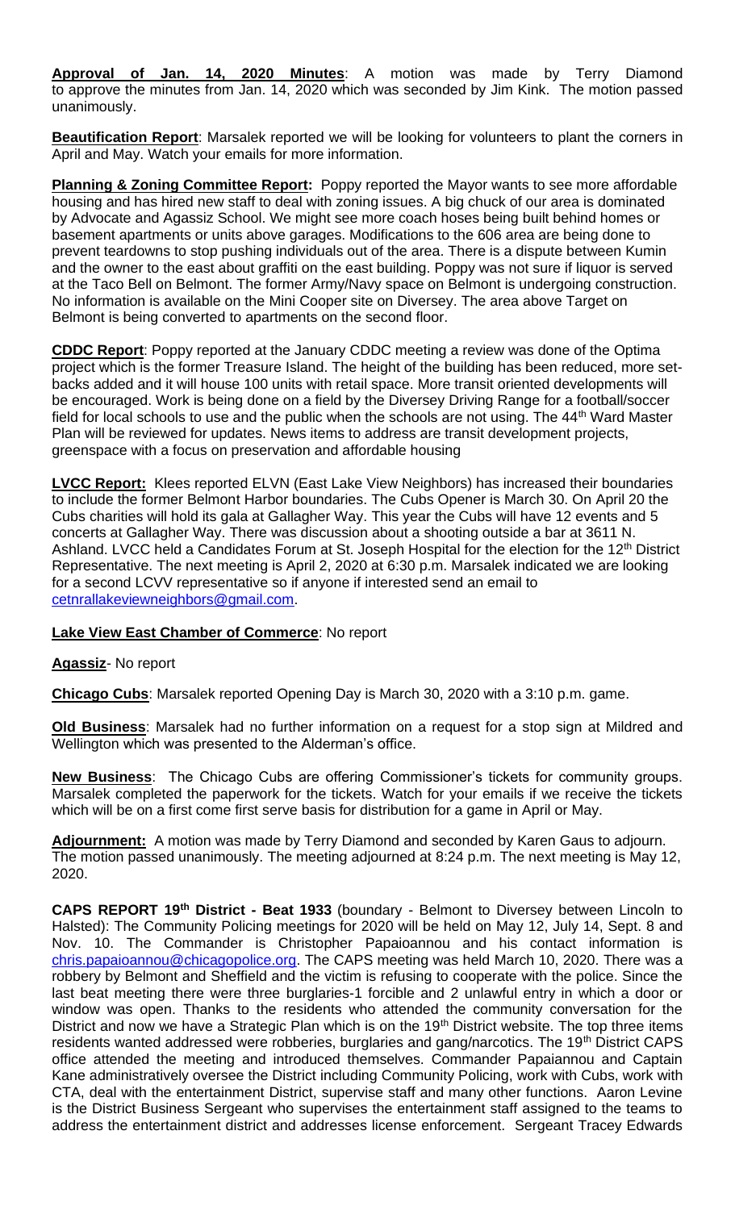**Approval of Jan. 14, 2020 Minutes**: A motion was made by Terry Diamond to approve the minutes from Jan. 14, 2020 which was seconded by Jim Kink. The motion passed unanimously.

**Beautification Report**: Marsalek reported we will be looking for volunteers to plant the corners in April and May. Watch your emails for more information.

**Planning & Zoning Committee Report:** Poppy reported the Mayor wants to see more affordable housing and has hired new staff to deal with zoning issues. A big chuck of our area is dominated by Advocate and Agassiz School. We might see more coach hoses being built behind homes or basement apartments or units above garages. Modifications to the 606 area are being done to prevent teardowns to stop pushing individuals out of the area. There is a dispute between Kumin and the owner to the east about graffiti on the east building. Poppy was not sure if liquor is served at the Taco Bell on Belmont. The former Army/Navy space on Belmont is undergoing construction. No information is available on the Mini Cooper site on Diversey. The area above Target on Belmont is being converted to apartments on the second floor.

**CDDC Report**: Poppy reported at the January CDDC meeting a review was done of the Optima project which is the former Treasure Island. The height of the building has been reduced, more set-backs added and it will house 100 units with retail space. More transit oriented developments will be encouraged. Work is being done on a field by the Diversey Driving Range for a football/soccer field for local schools to use and the public when the schools are not using. The 44th Ward Master Plan will be reviewed for updates. News items to address are transit development projects, greenspace with a focus on preservation and affordable housing

**LVCC Report:** Klees reported ELVN (East Lake View Neighbors) has increased their boundaries to include the former Belmont Harbor boundaries. The Cubs Opener is March 30. On April 20 the Cubs charities will hold its gala at Gallagher Way. This year the Cubs will have 12 events and 5 concerts at Gallagher Way. There was discussion about a shooting outside a bar at 3611 N. Ashland. LVCC held a Candidates Forum at St. Joseph Hospital for the election for the 12th District Representative. The next meeting is April 2, 2020 at 6:30 p.m. Marsalek indicated we are looking for a second LCVV representative so if anyone if interested send an email to cetnrallakeviewneighbors@gmail.com.

**Lake View East Chamber of Commerce**: No report

**Agassiz**- No report

**Chicago Cubs**: Marsalek reported Opening Day is March 30, 2020 with a 3:10 p.m. game.

**Old Business**: Marsalek had no further information on a request for a stop sign at Mildred and Wellington which was presented to the Alderman's office.

**New Business**: The Chicago Cubs are offering Commissioner's tickets for community groups. Marsalek completed the paperwork for the tickets. Watch for your emails if we receive the tickets which will be on a first come first serve basis for distribution for a game in April or May.

**Adjournment:** A motion was made by Terry Diamond and seconded by Karen Gaus to adjourn. The motion passed unanimously. The meeting adjourned at 8:24 p.m. The next meeting is May 12, 2020.

**CAPS REPORT 19th District - Beat 1933** (boundary - Belmont to Diversey between Lincoln to Halsted): The Community Policing meetings for 2020 will be held on May 12, July 14, Sept. 8 and Nov. 10. The Commander is Christopher Papaioannou and his contact information is chris.papaioannou@chicagopolice.org. The CAPS meeting was held March 10, 2020. There was a robbery by Belmont and Sheffield and the victim is refusing to cooperate with the police. Since the last beat meeting there were three burglaries-1 forcible and 2 unlawful entry in which a door or window was open. Thanks to the residents who attended the community conversation for the District and now we have a Strategic Plan which is on the 19th District website. The top three items residents wanted addressed were robberies, burglaries and gang/narcotics. The 19th District CAPS office attended the meeting and introduced themselves. Commander Papaiannou and Captain Kane administratively oversee the District including Community Policing, work with Cubs, work with CTA, deal with the entertainment District, supervise staff and many other functions. Aaron Levine is the District Business Sergeant who supervises the entertainment staff assigned to the teams to address the entertainment district and addresses license enforcement. Sergeant Tracey Edwards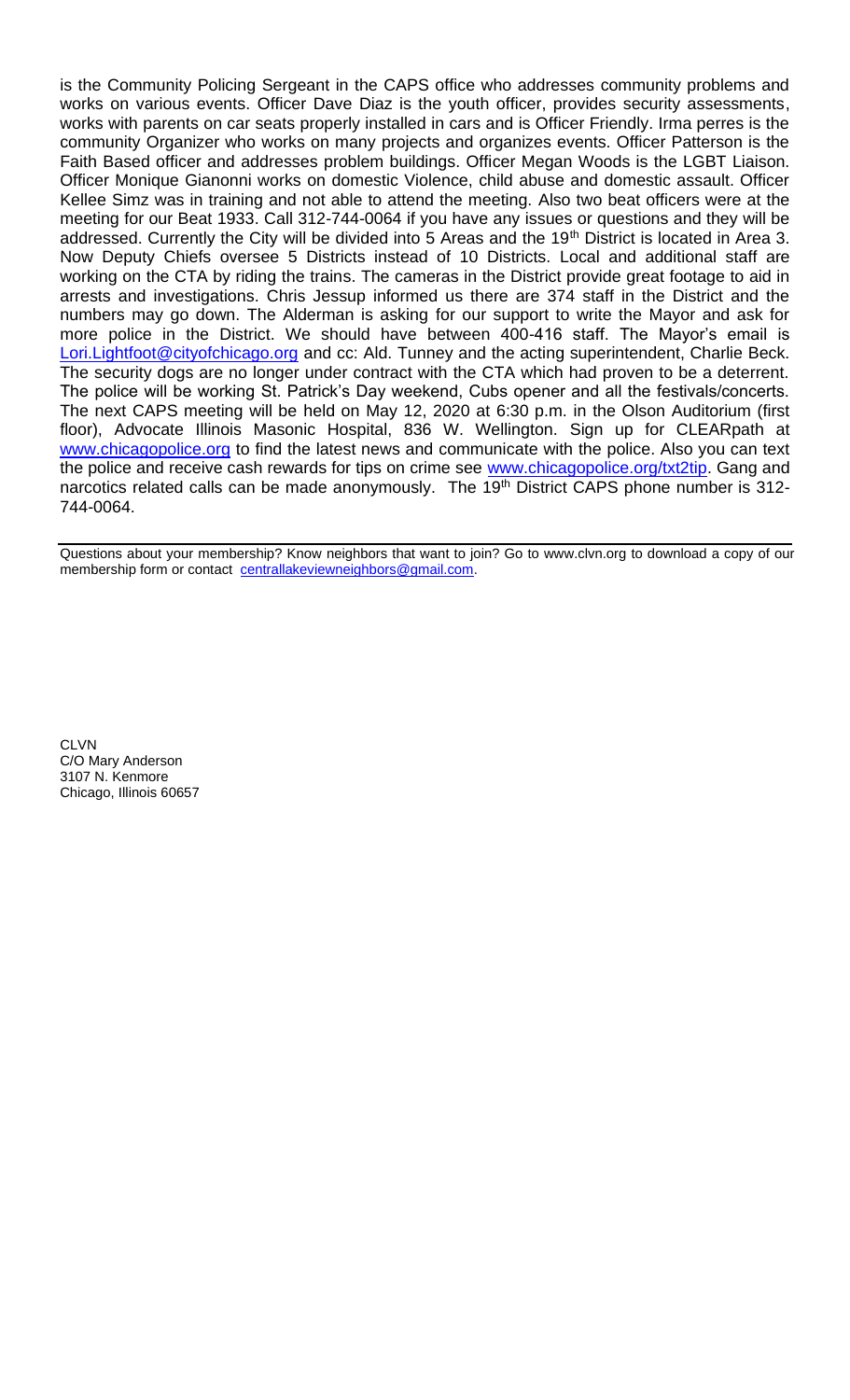is the Community Policing Sergeant in the CAPS office who addresses community problems and works on various events. Officer Dave Diaz is the youth officer, provides security assessments, works with parents on car seats properly installed in cars and is Officer Friendly. Irma perres is the community Organizer who works on many projects and organizes events. Officer Patterson is the Faith Based officer and addresses problem buildings. Officer Megan Woods is the LGBT Liaison. Officer Monique Gianonni works on domestic Violence, child abuse and domestic assault. Officer Kellee Simz was in training and not able to attend the meeting. Also two beat officers were at the meeting for our Beat 1933. Call 312-744-0064 if you have any issues or questions and they will be addressed. Currently the City will be divided into 5 Areas and the 19th District is located in Area 3. Now Deputy Chiefs oversee 5 Districts instead of 10 Districts. Local and additional staff are working on the CTA by riding the trains. The cameras in the District provide great footage to aid in arrests and investigations. Chris Jessup informed us there are 374 staff in the District and the numbers may go down. The Alderman is asking for our support to write the Mayor and ask for more police in the District. We should have between 400-416 staff. The Mayor's email is Lori.Lightfoot@cityofchicago.org and cc: Ald. Tunney and the acting superintendent, Charlie Beck. The security dogs are no longer under contract with the CTA which had proven to be a deterrent. The police will be working St. Patrick's Day weekend, Cubs opener and all the festivals/concerts. The next CAPS meeting will be held on May 12, 2020 at 6:30 p.m. in the Olson Auditorium (first floor), Advocate Illinois Masonic Hospital, 836 W. Wellington. Sign up for CLEARpath at www.chicagopolice.org to find the latest news and communicate with the police. Also you can text the police and receive cash rewards for tips on crime see www.chicagopolice.org/txt2tip. Gang and narcotics related calls can be made anonymously. The 19th District CAPS phone number is 312-744-0064.

---

Questions about your membership? Know neighbors that want to join? Go to www.clvn.org to download a copy of our membership form or contact centrallakeviewneighbors@gmail.com.

CLVN
C/O Mary Anderson
3107 N. Kenmore
Chicago, Illinois 60657